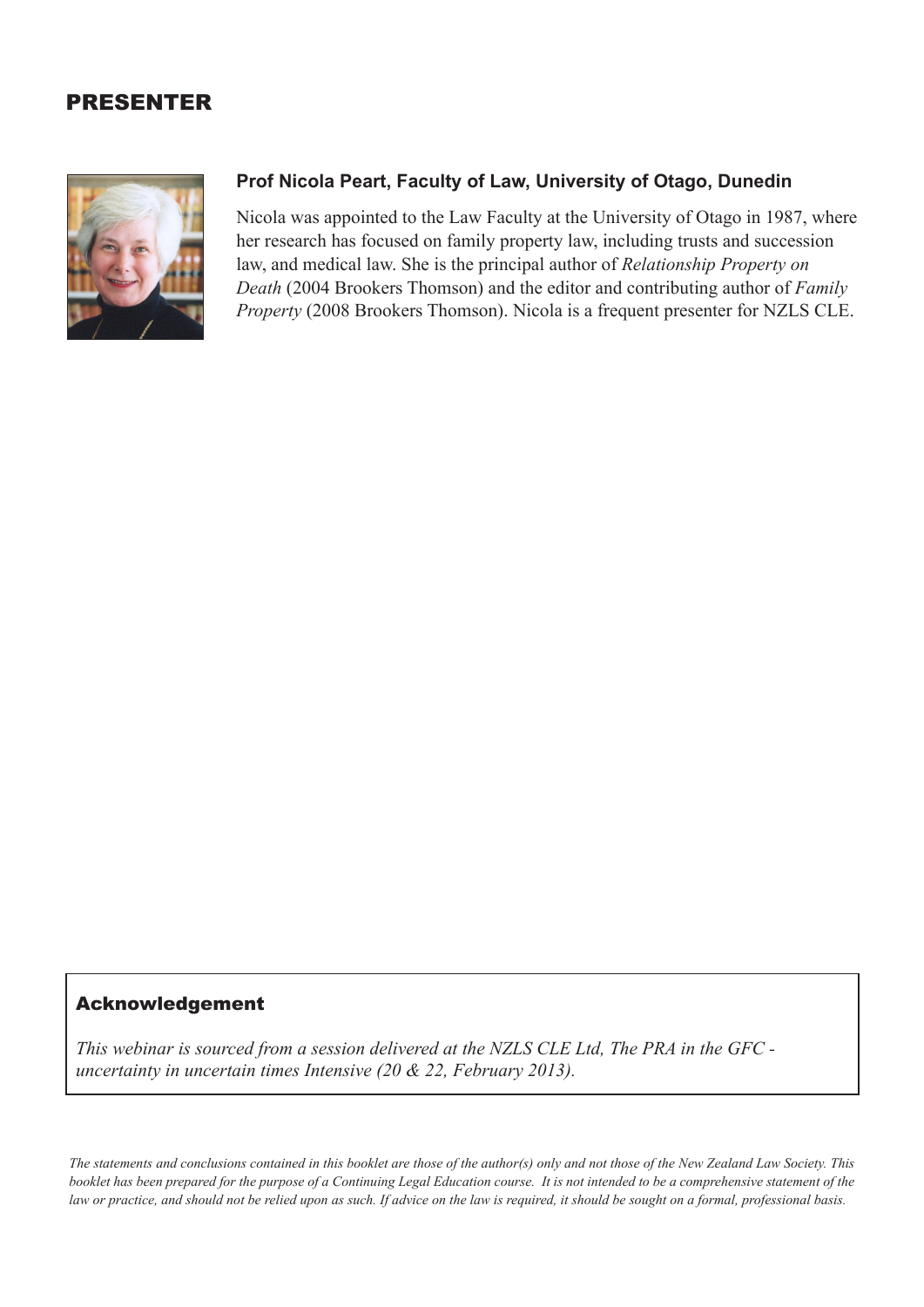## PRESENTER

**Prof Nicola Peart, Faculty of Law, University of Otago, Dunedin**

Nicola was appointed to the Law Faculty at the University of Otago in 1987, where her research has focused on family property law, including trusts and succession law, and medical law. She is the principal author of *Relationship Property on Death* (2004 Brookers Thomson) and the editor and contributing author of *Family Property* (2008 Brookers Thomson). Nicola is a frequent presenter for NZLS CLE.

### Acknowledgement

*This webinar is sourced from a session delivered at the NZLS CLE Ltd, The PRA in the GFC - uncertainty in uncertain times Intensive (20 & 22, February 2013).*

*The statements and conclusions contained in this booklet are those of the author(s) only and not those of the New Zealand Law Society. This booklet has been prepared for the purpose of a Continuing Legal Education course. It is not intended to be a comprehensive statement of the law or practice, and should not be relied upon as such. If advice on the law is required, it should be sought on a formal, professional basis.*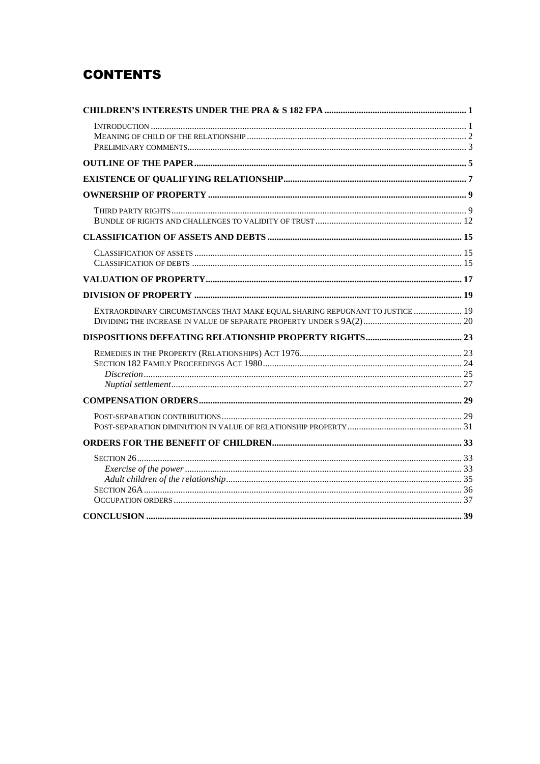# CONTENTS

**CHILDREN'S INTERESTS UNDER THE PRA & S 182 FPA** .......... 1

- INTRODUCTION .......... 1
- MEANING OF CHILD OF THE RELATIONSHIP .......... 2
- PRELIMINARY COMMENTS .......... 3

**OUTLINE OF THE PAPER** .......... 5

**EXISTENCE OF QUALIFYING RELATIONSHIP** .......... 7

**OWNERSHIP OF PROPERTY** .......... 9

- THIRD PARTY RIGHTS .......... 9
- BUNDLE OF RIGHTS AND CHALLENGES TO VALIDITY OF TRUST .......... 12

**CLASSIFICATION OF ASSETS AND DEBTS** .......... 15

- CLASSIFICATION OF ASSETS .......... 15
- CLASSIFICATION OF DEBTS .......... 15

**VALUATION OF PROPERTY** .......... 17

**DIVISION OF PROPERTY** .......... 19

- EXTRAORDINARY CIRCUMSTANCES THAT MAKE EQUAL SHARING REPUGNANT TO JUSTICE .......... 19
- DIVIDING THE INCREASE IN VALUE OF SEPARATE PROPERTY UNDER S 9A(2) .......... 20

**DISPOSITIONS DEFEATING RELATIONSHIP PROPERTY RIGHTS** .......... 23

- REMEDIES IN THE PROPERTY (RELATIONSHIPS) ACT 1976 .......... 23
- SECTION 182 FAMILY PROCEEDINGS ACT 1980 .......... 24
  - *Discretion* .......... 25
  - *Nuptial settlement* .......... 27

**COMPENSATION ORDERS** .......... 29

- POST-SEPARATION CONTRIBUTIONS .......... 29
- POST-SEPARATION DIMINUTION IN VALUE OF RELATIONSHIP PROPERTY .......... 31

**ORDERS FOR THE BENEFIT OF CHILDREN** .......... 33

- SECTION 26 .......... 33
  - *Exercise of the power* .......... 33
  - *Adult children of the relationship* .......... 35
- SECTION 26A .......... 36
- OCCUPATION ORDERS .......... 37

**CONCLUSION** .......... 39